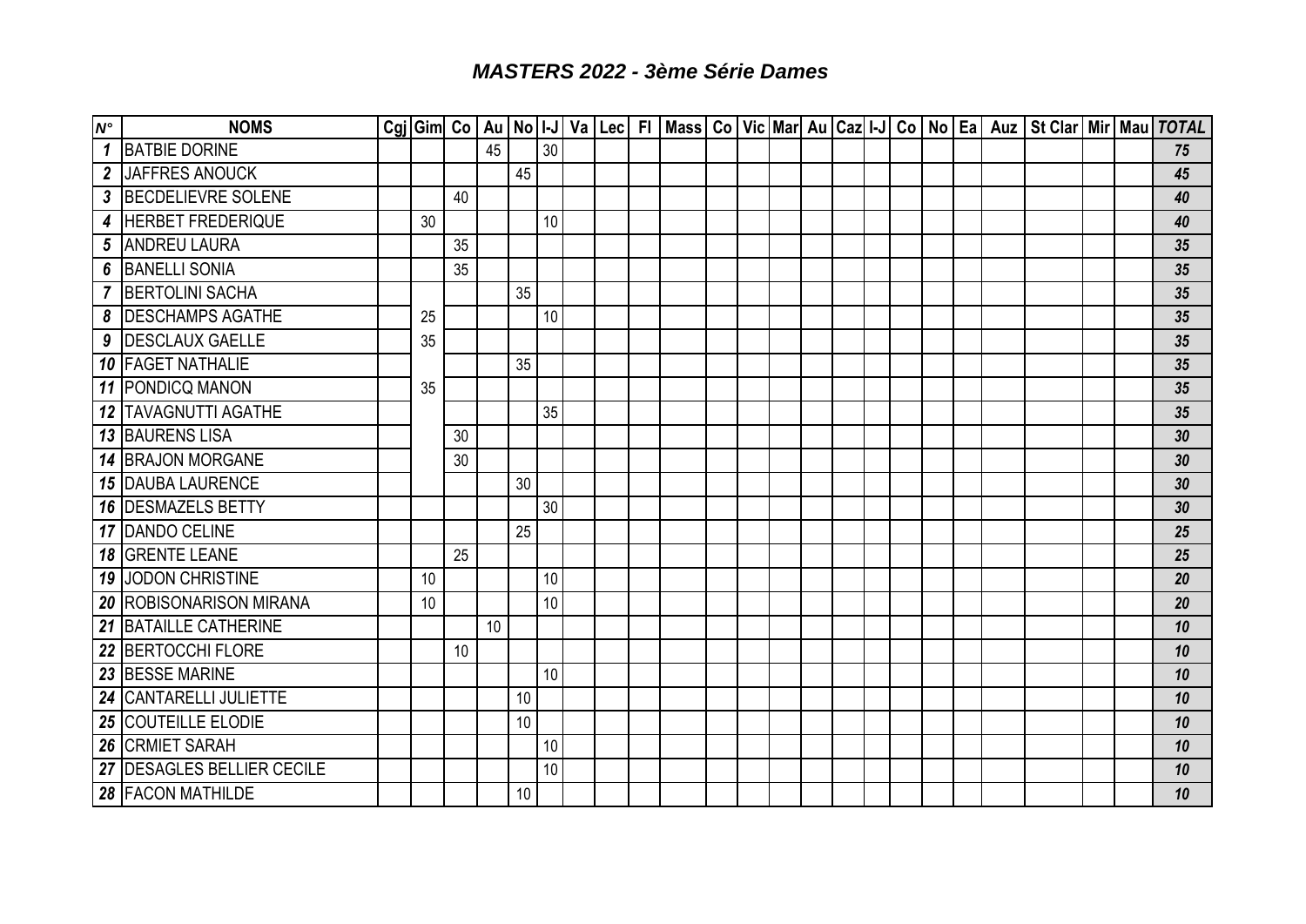# *MASTERS 2022 - 3ème Série Dames*

| N° | NOMS | Cgj | Gim | Co | Au | No | I-J | Va | Lec | Fl | Mass | Co | Vic | Mar | Au | Caz | I-J | Co | No | Ea | Auz | St Clar | Mir | Mau | TOTAL |
|---|---|---|---|---|---|---|---|---|---|---|---|---|---|---|---|---|---|---|---|---|---|---|---|---|---|
| 1 | BATBIE DORINE | | | | 45 | | 30 | | | | | | | | | | | | | | | | | | 75 |
| 2 | JAFFRES ANOUCK | | | | | 45 | | | | | | | | | | | | | | | | | | | 45 |
| 3 | BECDELIEVRE SOLENE | | | 40 | | | | | | | | | | | | | | | | | | | | | 40 |
| 4 | HERBET FREDERIQUE | | 30 | | | | 10 | | | | | | | | | | | | | | | | | | 40 |
| 5 | ANDREU LAURA | | | 35 | | | | | | | | | | | | | | | | | | | | | 35 |
| 6 | BANELLI SONIA | | | 35 | | | | | | | | | | | | | | | | | | | | | 35 |
| 7 | BERTOLINI SACHA | | | | | 35 | | | | | | | | | | | | | | | | | | | 35 |
| 8 | DESCHAMPS AGATHE | | 25 | | | | 10 | | | | | | | | | | | | | | | | | | 35 |
| 9 | DESCLAUX GAELLE | | 35 | | | | | | | | | | | | | | | | | | | | | | 35 |
| 10 | FAGET NATHALIE | | | | | 35 | | | | | | | | | | | | | | | | | | | 35 |
| 11 | PONDICQ MANON | | 35 | | | | | | | | | | | | | | | | | | | | | | 35 |
| 12 | TAVAGNUTTI AGATHE | | | | | | 35 | | | | | | | | | | | | | | | | | | 35 |
| 13 | BAURENS LISA | | | 30 | | | | | | | | | | | | | | | | | | | | | 30 |
| 14 | BRAJON MORGANE | | | 30 | | | | | | | | | | | | | | | | | | | | | 30 |
| 15 | DAUBA LAURENCE | | | | | 30 | | | | | | | | | | | | | | | | | | | 30 |
| 16 | DESMAZELS BETTY | | | | | | 30 | | | | | | | | | | | | | | | | | | 30 |
| 17 | DANDO CELINE | | | | | 25 | | | | | | | | | | | | | | | | | | | 25 |
| 18 | GRENTE LEANE | | | 25 | | | | | | | | | | | | | | | | | | | | | 25 |
| 19 | JODON CHRISTINE | | 10 | | | | 10 | | | | | | | | | | | | | | | | | | 20 |
| 20 | ROBISONARISON MIRANA | | 10 | | | | 10 | | | | | | | | | | | | | | | | | | 20 |
| 21 | BATAILLE CATHERINE | | | | 10 | | | | | | | | | | | | | | | | | | | | 10 |
| 22 | BERTOCCHI FLORE | | | 10 | | | | | | | | | | | | | | | | | | | | | 10 |
| 23 | BESSE MARINE | | | | | | 10 | | | | | | | | | | | | | | | | | | 10 |
| 24 | CANTARELLI JULIETTE | | | | | 10 | | | | | | | | | | | | | | | | | | | 10 |
| 25 | COUTEILLE ELODIE | | | | | 10 | | | | | | | | | | | | | | | | | | | 10 |
| 26 | CRMIET SARAH | | | | | | 10 | | | | | | | | | | | | | | | | | | 10 |
| 27 | DESAGLES BELLIER CECILE | | | | | | 10 | | | | | | | | | | | | | | | | | | 10 |
| 28 | FACON MATHILDE | | | | | 10 | | | | | | | | | | | | | | | | | | | 10 |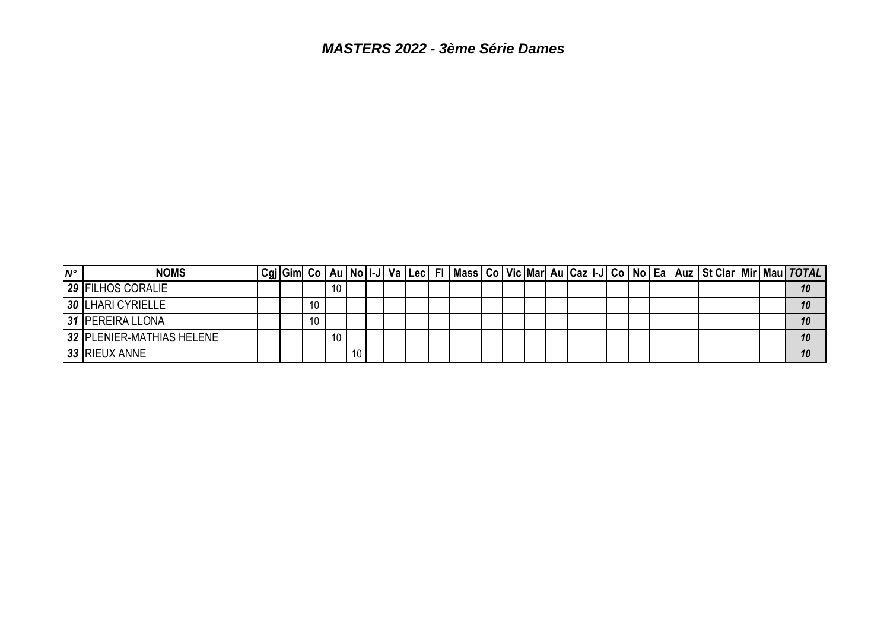# *MASTERS 2022 - 3ème Série Dames*

| *N°* | NOMS | Cgj | Gim | Co | Au | No | I-J | Va | Lec | Fl | Mass | Co | Vic | Mar | Au | Caz | I-J | Co | No | Ea | Auz | St Clar | Mir | Mau | *TOTAL* |
|---|---|---|---|---|---|---|---|---|---|---|---|---|---|---|---|---|---|---|---|---|---|---|---|---|---|
| *29* | FILHOS CORALIE | | | | 10 | | | | | | | | | | | | | | | | | | | | *10* |
| *30* | LHARI CYRIELLE | | | 10 | | | | | | | | | | | | | | | | | | | | | *10* |
| *31* | PEREIRA LLONA | | | 10 | | | | | | | | | | | | | | | | | | | | | *10* |
| *32* | PLENIER-MATHIAS HELENE | | | | 10 | | | | | | | | | | | | | | | | | | | | *10* |
| *33* | RIEUX ANNE | | | | | 10 | | | | | | | | | | | | | | | | | | | *10* |